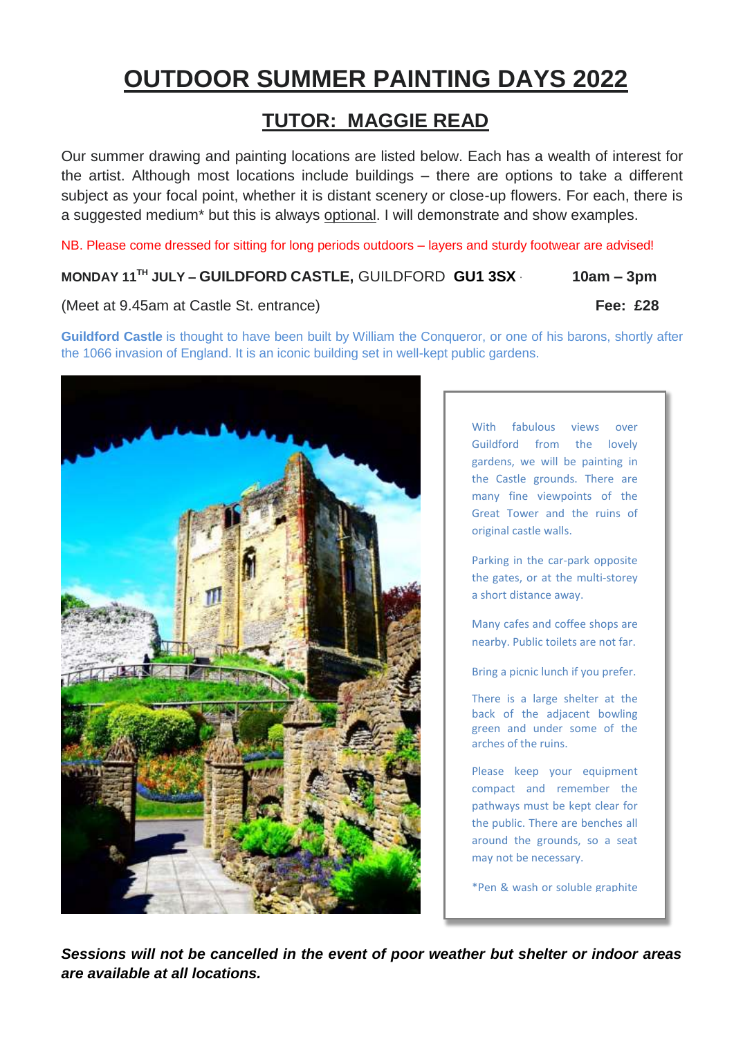# OUTDOOR SUMMER PAINTING DAYS 2022

## TUTOR: MAGGIE READ

Our summer drawing and painting locations are listed below. Each has a wealth of interest for the artist. Although most locations include buildings – there are options to take a different subject as your focal point, whether it is distant scenery or close-up flowers. For each, there is a suggested medium* but this is always optional. I will demonstrate and show examples.

NB. Please come dressed for sitting for long periods outdoors – layers and sturdy footwear are advised!

**MONDAY 11TH JULY – GUILDFORD CASTLE,** GUILDFORD **GU1 3SX** **10am – 3pm**

(Meet at 9.45am at Castle St. entrance) **Fee: £28**

**Guildford Castle** is thought to have been built by William the Conqueror, or one of his barons, shortly after the 1066 invasion of England. It is an iconic building set in well-kept public gardens.

With fabulous views over Guildford from the lovely gardens, we will be painting in the Castle grounds. There are many fine viewpoints of the Great Tower and the ruins of original castle walls.

Parking in the car-park opposite the gates, or at the multi-storey a short distance away.

Many cafes and coffee shops are nearby. Public toilets are not far.

Bring a picnic lunch if you prefer.

There is a large shelter at the back of the adjacent bowling green and under some of the arches of the ruins.

Please keep your equipment compact and remember the pathways must be kept clear for the public. There are benches all around the grounds, so a seat may not be necessary.

*Pen & wash or soluble graphite

***Sessions will not be cancelled in the event of poor weather but shelter or indoor areas are available at all locations.***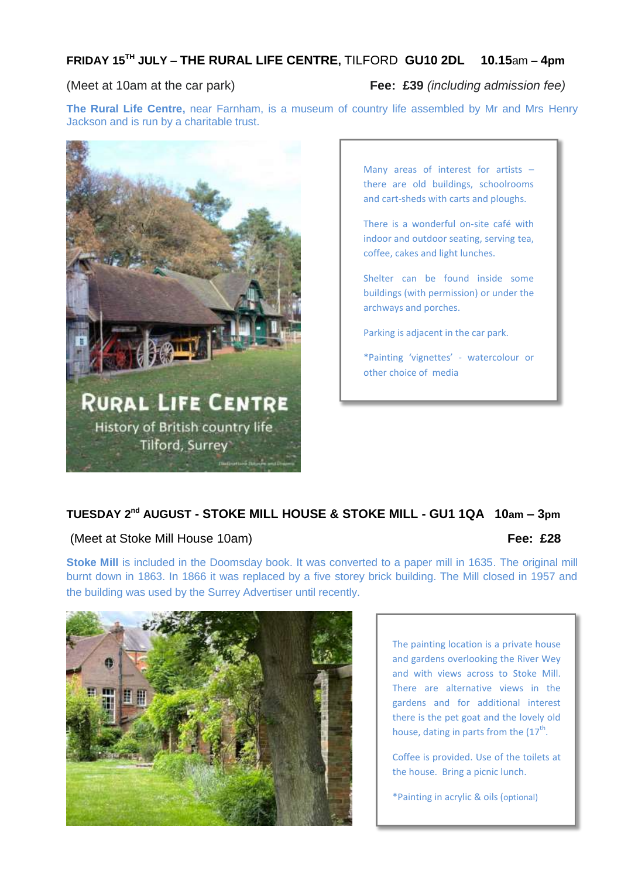## FRIDAY 15TH JULY – THE RURAL LIFE CENTRE, TILFORD GU10 2DL 10.15am – 4pm

(Meet at 10am at the car park) **Fee: £39** *(including admission fee)*

**The Rural Life Centre,** near Farnham, is a museum of country life assembled by Mr and Mrs Henry Jackson and is run by a charitable trust.

RURAL LIFE CENTRE
History of British country life
Tilford, Surrey

Many areas of interest for artists – there are old buildings, schoolrooms and cart-sheds with carts and ploughs.

There is a wonderful on-site café with indoor and outdoor seating, serving tea, coffee, cakes and light lunches.

Shelter can be found inside some buildings (with permission) or under the archways and porches.

Parking is adjacent in the car park.

*Painting 'vignettes' - watercolour or other choice of media

## TUESDAY 2nd AUGUST - STOKE MILL HOUSE & STOKE MILL - GU1 1QA 10am – 3pm

(Meet at Stoke Mill House 10am) **Fee: £28**

**Stoke Mill** is included in the Doomsday book. It was converted to a paper mill in 1635. The original mill burnt down in 1863. In 1866 it was replaced by a five storey brick building. The Mill closed in 1957 and the building was used by the Surrey Advertiser until recently.

The painting location is a private house and gardens overlooking the River Wey and with views across to Stoke Mill. There are alternative views in the gardens and for additional interest there is the pet goat and the lovely old house, dating in parts from the (17th.

Coffee is provided. Use of the toilets at the house. Bring a picnic lunch.

*Painting in acrylic & oils (optional)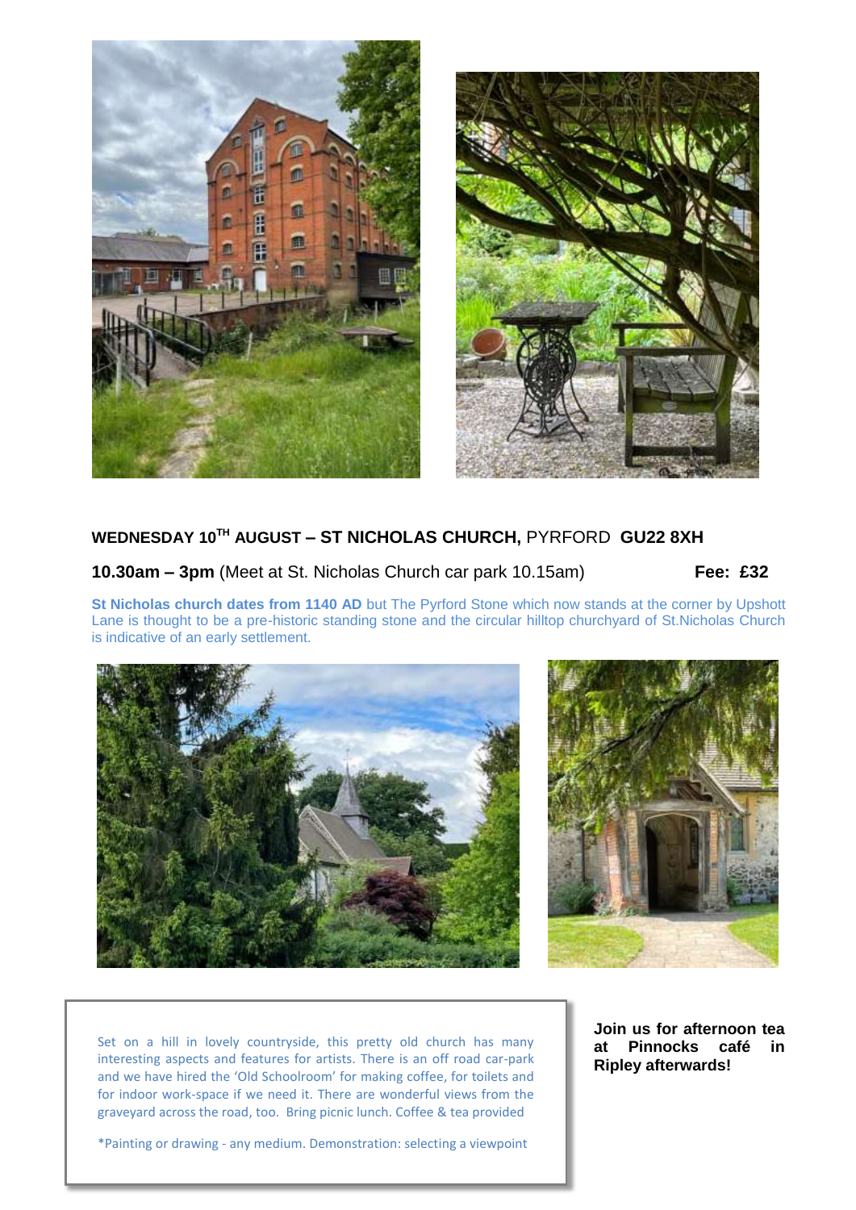**WEDNESDAY 10TH AUGUST – ST NICHOLAS CHURCH,** PYRFORD **GU22 8XH**

**10.30am – 3pm** (Meet at St. Nicholas Church car park 10.15am) **Fee: £32**

**St Nicholas church dates from 1140 AD** but The Pyrford Stone which now stands at the corner by Upshott Lane is thought to be a pre-historic standing stone and the circular hilltop churchyard of St.Nicholas Church is indicative of an early settlement.

Set on a hill in lovely countryside, this pretty old church has many interesting aspects and features for artists. There is an off road car-park and we have hired the 'Old Schoolroom' for making coffee, for toilets and for indoor work-space if we need it. There are wonderful views from the graveyard across the road, too. Bring picnic lunch. Coffee & tea provided

*Painting or drawing - any medium. Demonstration: selecting a viewpoint

**Join us for afternoon tea at Pinnocks café in Ripley afterwards!**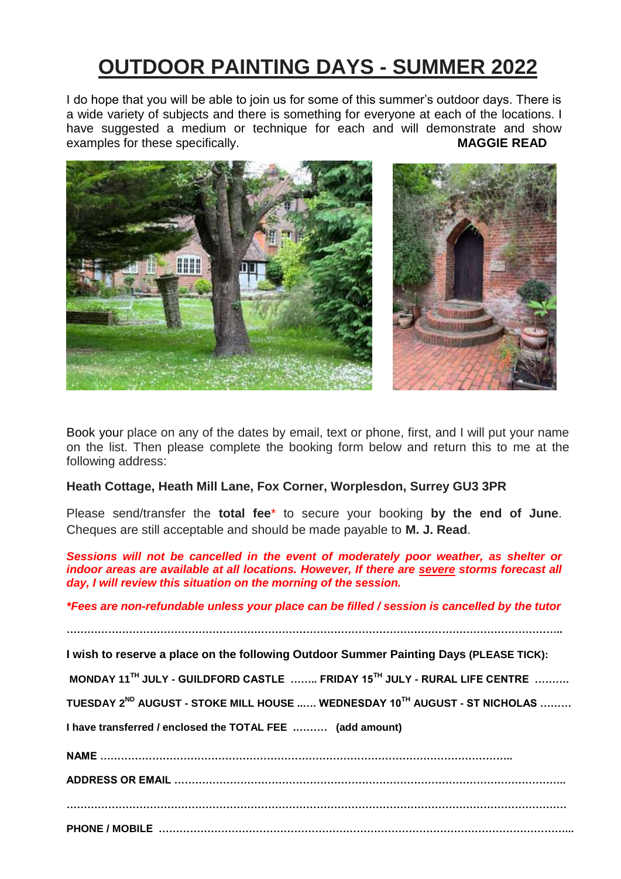# OUTDOOR PAINTING DAYS - SUMMER 2022

I do hope that you will be able to join us for some of this summer's outdoor days. There is a wide variety of subjects and there is something for everyone at each of the locations. I have suggested a medium or technique for each and will demonstrate and show examples for these specifically. **MAGGIE READ**

Book your place on any of the dates by email, text or phone, first, and I will put your name on the list. Then please complete the booking form below and return this to me at the following address:

**Heath Cottage, Heath Mill Lane, Fox Corner, Worplesdon, Surrey GU3 3PR**

Please send/transfer the **total fee*** to secure your booking **by the end of June**. Cheques are still acceptable and should be made payable to **M. J. Read**.

***Sessions will not be cancelled in the event of moderately poor weather, as shelter or indoor areas are available at all locations. However, If there are severe storms forecast all day, I will review this situation on the morning of the session.***

***\*Fees are non-refundable unless your place can be filled / session is cancelled by the tutor***

……………………………………………………………………………………………………………………

**I wish to reserve a place on the following Outdoor Summer Painting Days (PLEASE TICK):**

**MONDAY 11TH JULY - GUILDFORD CASTLE …….. FRIDAY 15TH JULY - RURAL LIFE CENTRE ……….**

**TUESDAY 2ND AUGUST - STOKE MILL HOUSE …… WEDNESDAY 10TH AUGUST - ST NICHOLAS ………**

**I have transferred / enclosed the TOTAL FEE ………. (add amount)**

**NAME ……………………………………………………………………………………………………**

**ADDRESS OR EMAIL …………………………………………………………………………………………**

……………………………………………………………………………………………………………………

**PHONE / MOBILE ………………………………………………………………………………………………**